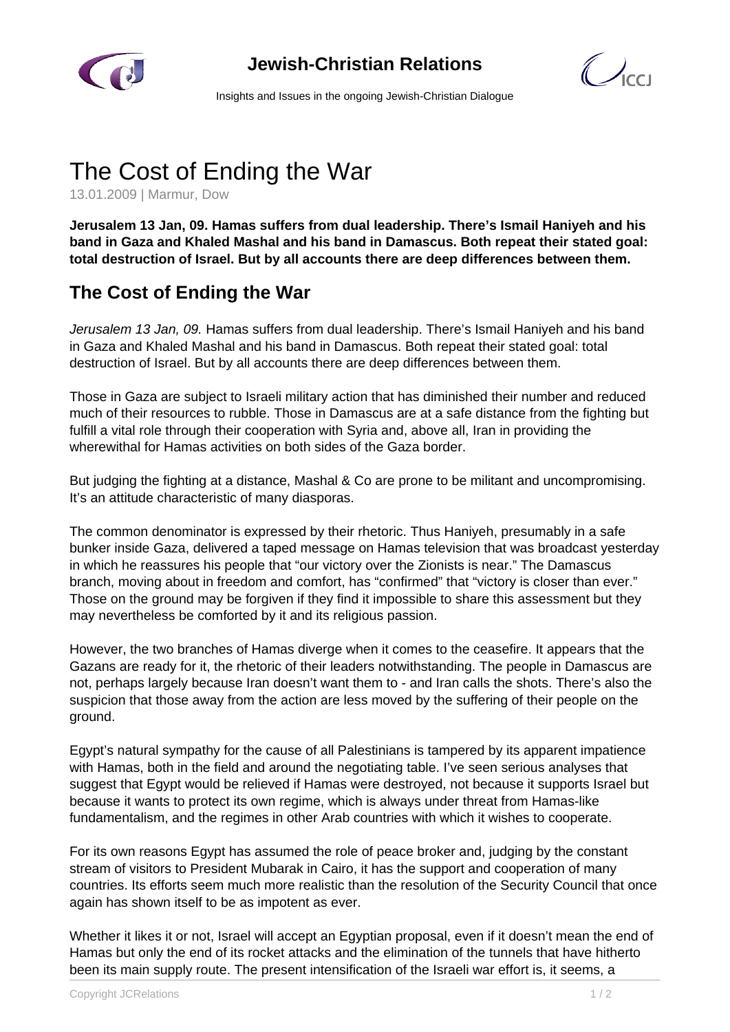# The Cost of Ending the War

13.01.2009 | Marmur, Dow

**Jerusalem 13 Jan, 09. Hamas suffers from dual leadership. There's Ismail Haniyeh and his band in Gaza and Khaled Mashal and his band in Damascus. Both repeat their stated goal: total destruction of Israel. But by all accounts there are deep differences between them.**

## The Cost of Ending the War

*Jerusalem 13 Jan, 09.* Hamas suffers from dual leadership. There's Ismail Haniyeh and his band in Gaza and Khaled Mashal and his band in Damascus. Both repeat their stated goal: total destruction of Israel. But by all accounts there are deep differences between them.

Those in Gaza are subject to Israeli military action that has diminished their number and reduced much of their resources to rubble. Those in Damascus are at a safe distance from the fighting but fulfill a vital role through their cooperation with Syria and, above all, Iran in providing the wherewithal for Hamas activities on both sides of the Gaza border.

But judging the fighting at a distance, Mashal & Co are prone to be militant and uncompromising. It's an attitude characteristic of many diasporas.

The common denominator is expressed by their rhetoric. Thus Haniyeh, presumably in a safe bunker inside Gaza, delivered a taped message on Hamas television that was broadcast yesterday in which he reassures his people that "our victory over the Zionists is near." The Damascus branch, moving about in freedom and comfort, has "confirmed" that "victory is closer than ever." Those on the ground may be forgiven if they find it impossible to share this assessment but they may nevertheless be comforted by it and its religious passion.

However, the two branches of Hamas diverge when it comes to the ceasefire. It appears that the Gazans are ready for it, the rhetoric of their leaders notwithstanding. The people in Damascus are not, perhaps largely because Iran doesn't want them to - and Iran calls the shots. There's also the suspicion that those away from the action are less moved by the suffering of their people on the ground.

Egypt's natural sympathy for the cause of all Palestinians is tampered by its apparent impatience with Hamas, both in the field and around the negotiating table. I've seen serious analyses that suggest that Egypt would be relieved if Hamas were destroyed, not because it supports Israel but because it wants to protect its own regime, which is always under threat from Hamas-like fundamentalism, and the regimes in other Arab countries with which it wishes to cooperate.

For its own reasons Egypt has assumed the role of peace broker and, judging by the constant stream of visitors to President Mubarak in Cairo, it has the support and cooperation of many countries. Its efforts seem much more realistic than the resolution of the Security Council that once again has shown itself to be as impotent as ever.

Whether it likes it or not, Israel will accept an Egyptian proposal, even if it doesn't mean the end of Hamas but only the end of its rocket attacks and the elimination of the tunnels that have hitherto been its main supply route. The present intensification of the Israeli war effort is, it seems, a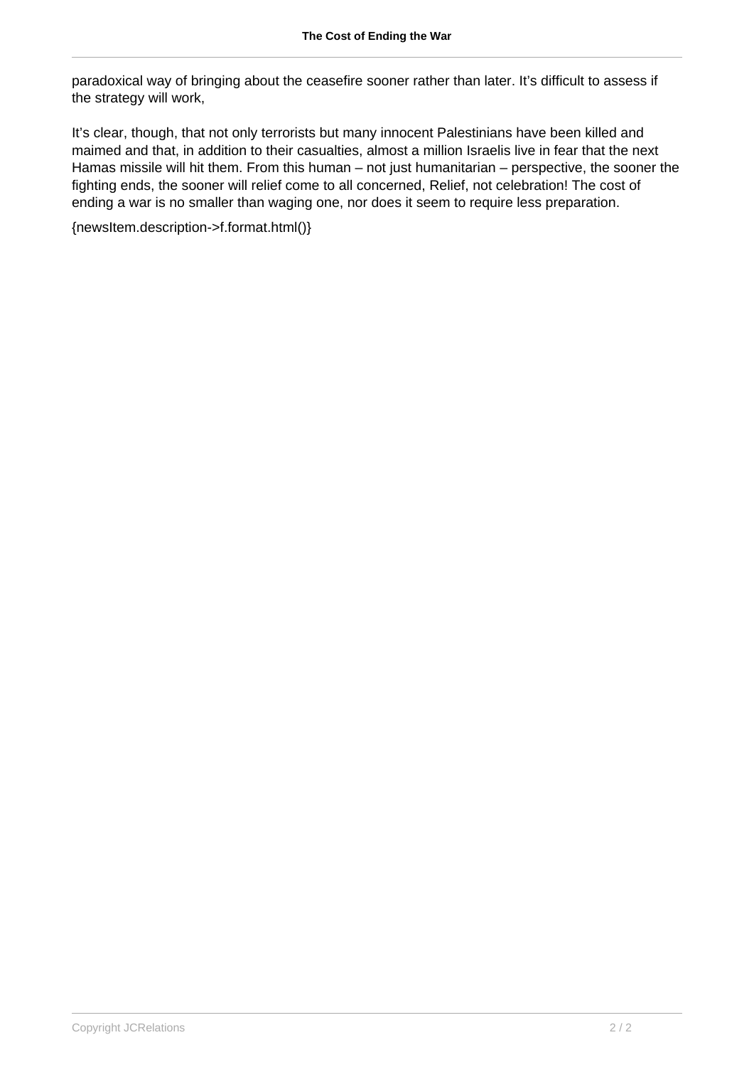paradoxical way of bringing about the ceasefire sooner rather than later. It's difficult to assess if the strategy will work,

It's clear, though, that not only terrorists but many innocent Palestinians have been killed and maimed and that, in addition to their casualties, almost a million Israelis live in fear that the next Hamas missile will hit them. From this human – not just humanitarian – perspective, the sooner the fighting ends, the sooner will relief come to all concerned, Relief, not celebration! The cost of ending a war is no smaller than waging one, nor does it seem to require less preparation.

{newsItem.description->f.format.html()}